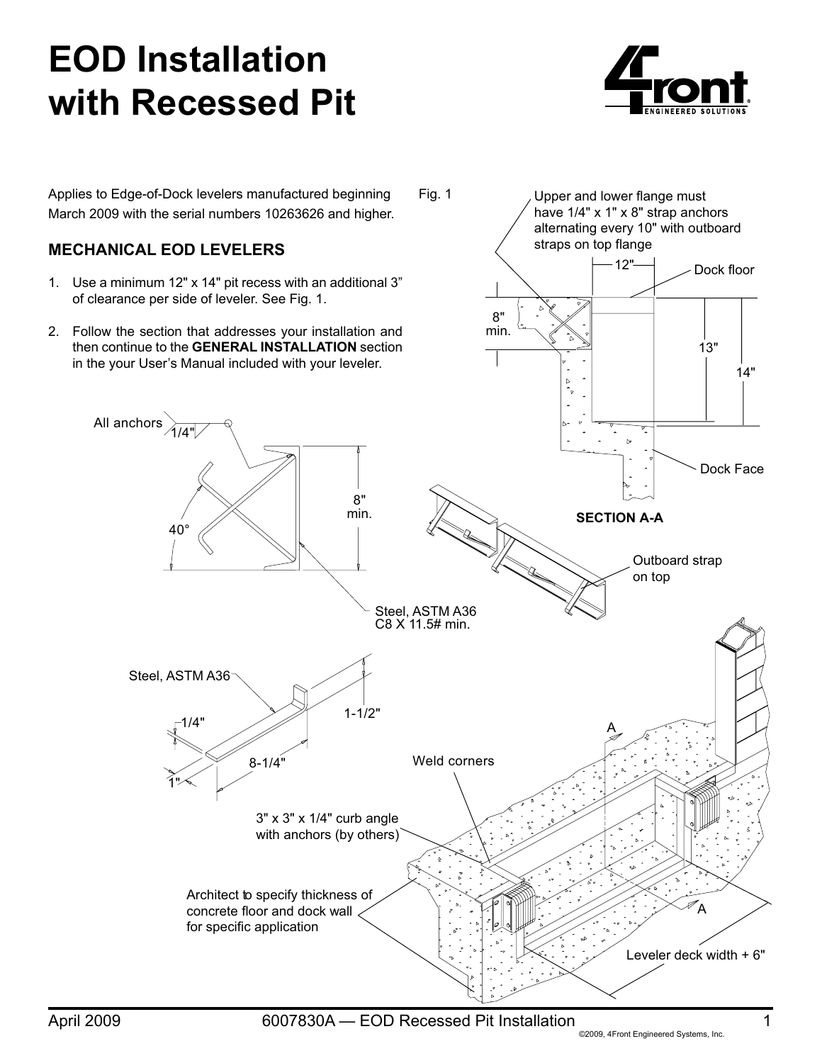# EOD Installation with Recessed Pit

Applies to Edge-of-Dock levelers manufactured beginning March 2009 with the serial numbers 10263626 and higher.

## MECHANICAL EOD LEVELERS

1. Use a minimum 12" x 14" pit recess with an additional 3" of clearance per side of leveler. See Fig. 1.
2. Follow the section that addresses your installation and then continue to the **GENERAL INSTALLATION** section in the your User's Manual included with your leveler.

Fig. 1

Upper and lower flange must have 1/4" x 1" x 8" strap anchors alternating every 10" with outboard straps on top flange

12"

Dock floor

8" min.

13"

14"

Dock Face

SECTION A-A

All anchors 1/4"

40°

8" min.

Outboard strap on top

Steel, ASTM A36 C8 X 11.5# min.

Steel, ASTM A36

1/4"

1-1/2"

8-1/4"

1"

Weld corners

A

3" x 3" x 1/4" curb angle with anchors (by others)

Architect to specify thickness of concrete floor and dock wall for specific application

A

Leveler deck width + 6"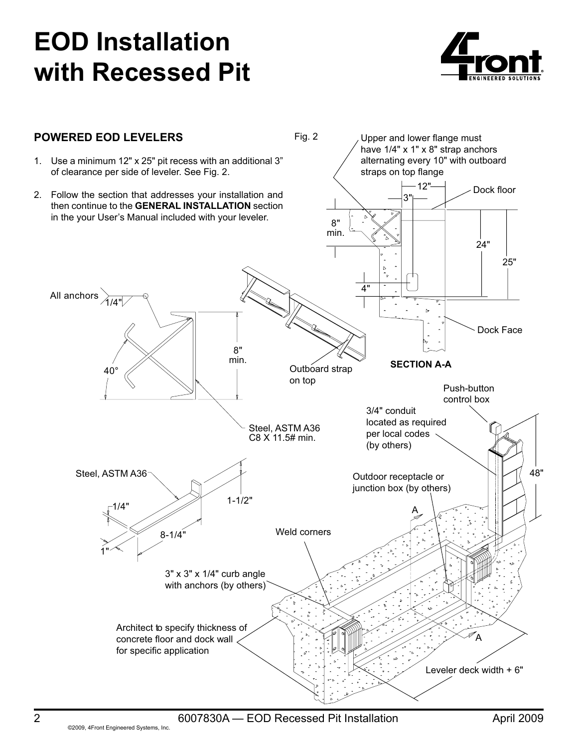# EOD Installation with Recessed Pit

### POWERED EOD LEVELERS

1. Use a minimum 12" x 25" pit recess with an additional 3" of clearance per side of leveler. See Fig. 2.
2. Follow the section that addresses your installation and then continue to the **GENERAL INSTALLATION** section in the your User's Manual included with your leveler.

Fig. 2

Upper and lower flange must have 1/4" x 1" x 8" strap anchors alternating every 10" with outboard straps on top flange

12"

3"

Dock floor

8" min.

24"

25"

4"

Dock Face

SECTION A-A

All anchors

1/4"

40°

8" min.

Outboard strap on top

Steel, ASTM A36 C8 X 11.5# min.

Steel, ASTM A36

1/4"

1-1/2"

8-1/4"

1"

Push-button control box

3/4" conduit located as required per local codes (by others)

48"

Outdoor receptacle or junction box (by others)

A

Weld corners

3" x 3" x 1/4" curb angle with anchors (by others)

Architect to specify thickness of concrete floor and dock wall for specific application

A

Leveler deck width + 6"

6007830A — EOD Recessed Pit Installation

©2009, 4Front Engineered Systems, Inc.